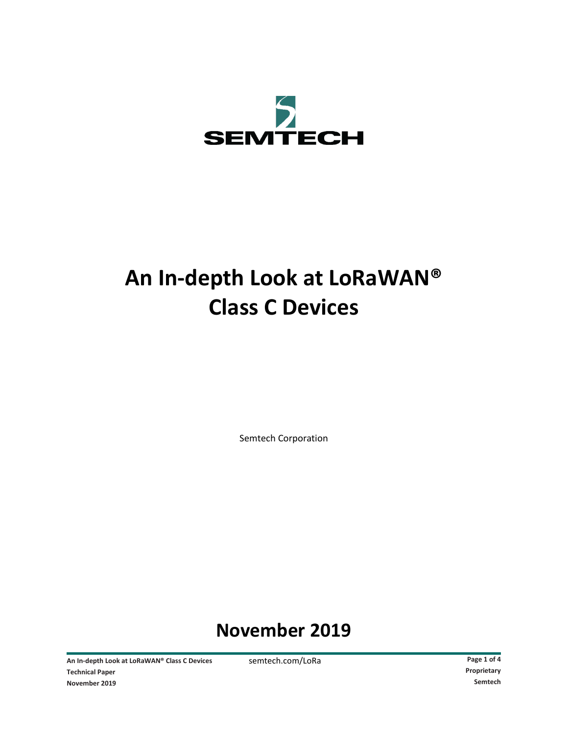SEMTECH

# An In-depth Look at LoRaWAN® Class C Devices

Semtech Corporation

## November 2019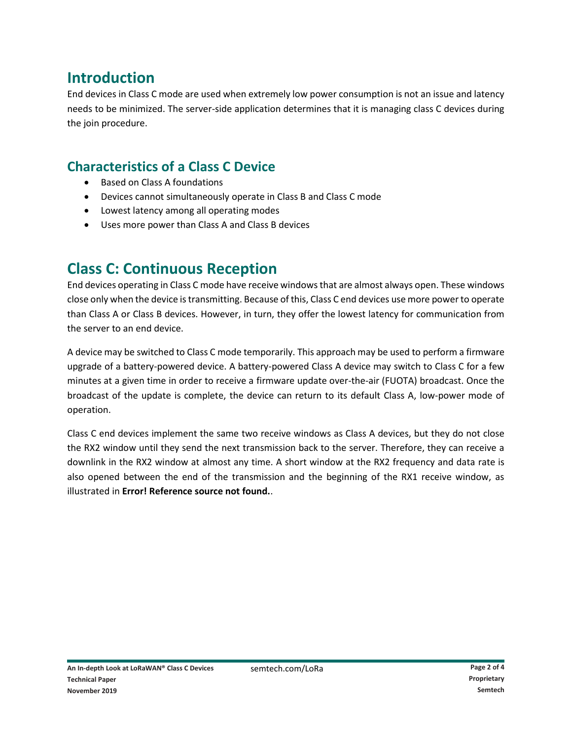# Introduction

End devices in Class C mode are used when extremely low power consumption is not an issue and latency needs to be minimized. The server-side application determines that it is managing class C devices during the join procedure.

## Characteristics of a Class C Device

- Based on Class A foundations
- Devices cannot simultaneously operate in Class B and Class C mode
- Lowest latency among all operating modes
- Uses more power than Class A and Class B devices

# Class C: Continuous Reception

End devices operating in Class C mode have receive windows that are almost always open. These windows close only when the device is transmitting. Because of this, Class C end devices use more power to operate than Class A or Class B devices. However, in turn, they offer the lowest latency for communication from the server to an end device.

A device may be switched to Class C mode temporarily. This approach may be used to perform a firmware upgrade of a battery-powered device. A battery-powered Class A device may switch to Class C for a few minutes at a given time in order to receive a firmware update over-the-air (FUOTA) broadcast. Once the broadcast of the update is complete, the device can return to its default Class A, low-power mode of operation.

Class C end devices implement the same two receive windows as Class A devices, but they do not close the RX2 window until they send the next transmission back to the server. Therefore, they can receive a downlink in the RX2 window at almost any time. A short window at the RX2 frequency and data rate is also opened between the end of the transmission and the beginning of the RX1 receive window, as illustrated in **Error! Reference source not found.**.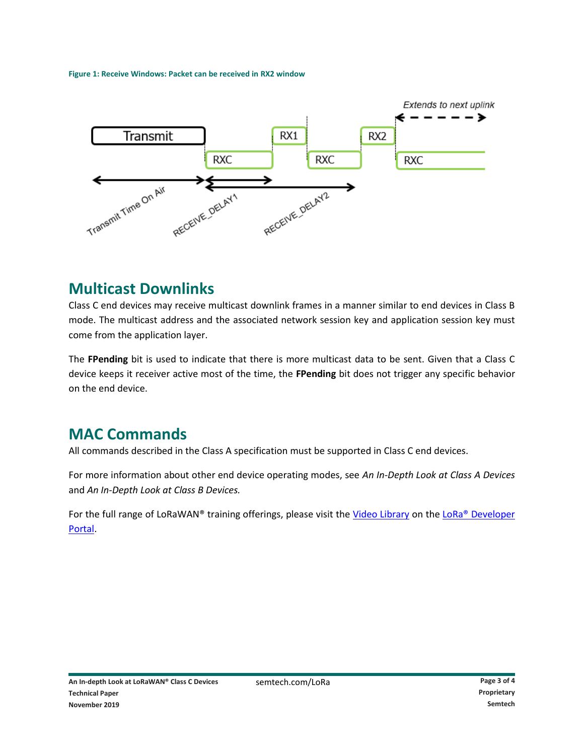**Figure 1: Receive Windows: Packet can be received in RX2 window**

## Multicast Downlinks

Class C end devices may receive multicast downlink frames in a manner similar to end devices in Class B mode. The multicast address and the associated network session key and application session key must come from the application layer.

The **FPending** bit is used to indicate that there is more multicast data to be sent. Given that a Class C device keeps it receiver active most of the time, the **FPending** bit does not trigger any specific behavior on the end device.

## MAC Commands

All commands described in the Class A specification must be supported in Class C end devices.

For more information about other end device operating modes, see *An In-Depth Look at Class A Devices* and *An In-Depth Look at Class B Devices.*

For the full range of LoRaWAN® training offerings, please visit the Video Library on the LoRa® Developer Portal.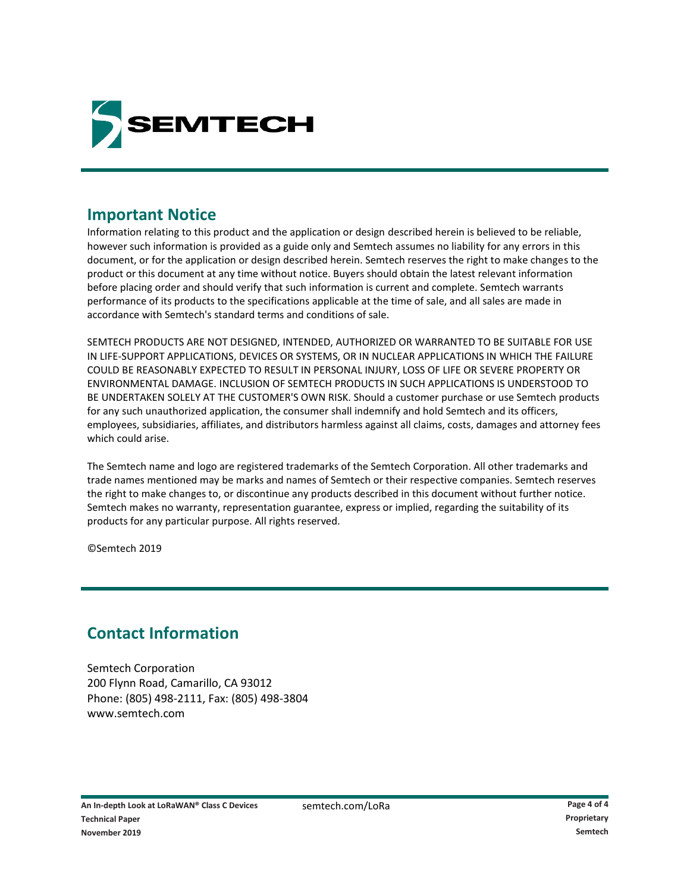## Important Notice

Information relating to this product and the application or design described herein is believed to be reliable, however such information is provided as a guide only and Semtech assumes no liability for any errors in this document, or for the application or design described herein. Semtech reserves the right to make changes to the product or this document at any time without notice. Buyers should obtain the latest relevant information before placing order and should verify that such information is current and complete. Semtech warrants performance of its products to the specifications applicable at the time of sale, and all sales are made in accordance with Semtech's standard terms and conditions of sale.

SEMTECH PRODUCTS ARE NOT DESIGNED, INTENDED, AUTHORIZED OR WARRANTED TO BE SUITABLE FOR USE IN LIFE-SUPPORT APPLICATIONS, DEVICES OR SYSTEMS, OR IN NUCLEAR APPLICATIONS IN WHICH THE FAILURE COULD BE REASONABLY EXPECTED TO RESULT IN PERSONAL INJURY, LOSS OF LIFE OR SEVERE PROPERTY OR ENVIRONMENTAL DAMAGE. INCLUSION OF SEMTECH PRODUCTS IN SUCH APPLICATIONS IS UNDERSTOOD TO BE UNDERTAKEN SOLELY AT THE CUSTOMER'S OWN RISK. Should a customer purchase or use Semtech products for any such unauthorized application, the consumer shall indemnify and hold Semtech and its officers, employees, subsidiaries, affiliates, and distributors harmless against all claims, costs, damages and attorney fees which could arise.

The Semtech name and logo are registered trademarks of the Semtech Corporation. All other trademarks and trade names mentioned may be marks and names of Semtech or their respective companies. Semtech reserves the right to make changes to, or discontinue any products described in this document without further notice. Semtech makes no warranty, representation guarantee, express or implied, regarding the suitability of its products for any particular purpose. All rights reserved.

©Semtech 2019

## Contact Information

Semtech Corporation
200 Flynn Road, Camarillo, CA 93012
Phone: (805) 498-2111, Fax: (805) 498-3804
www.semtech.com